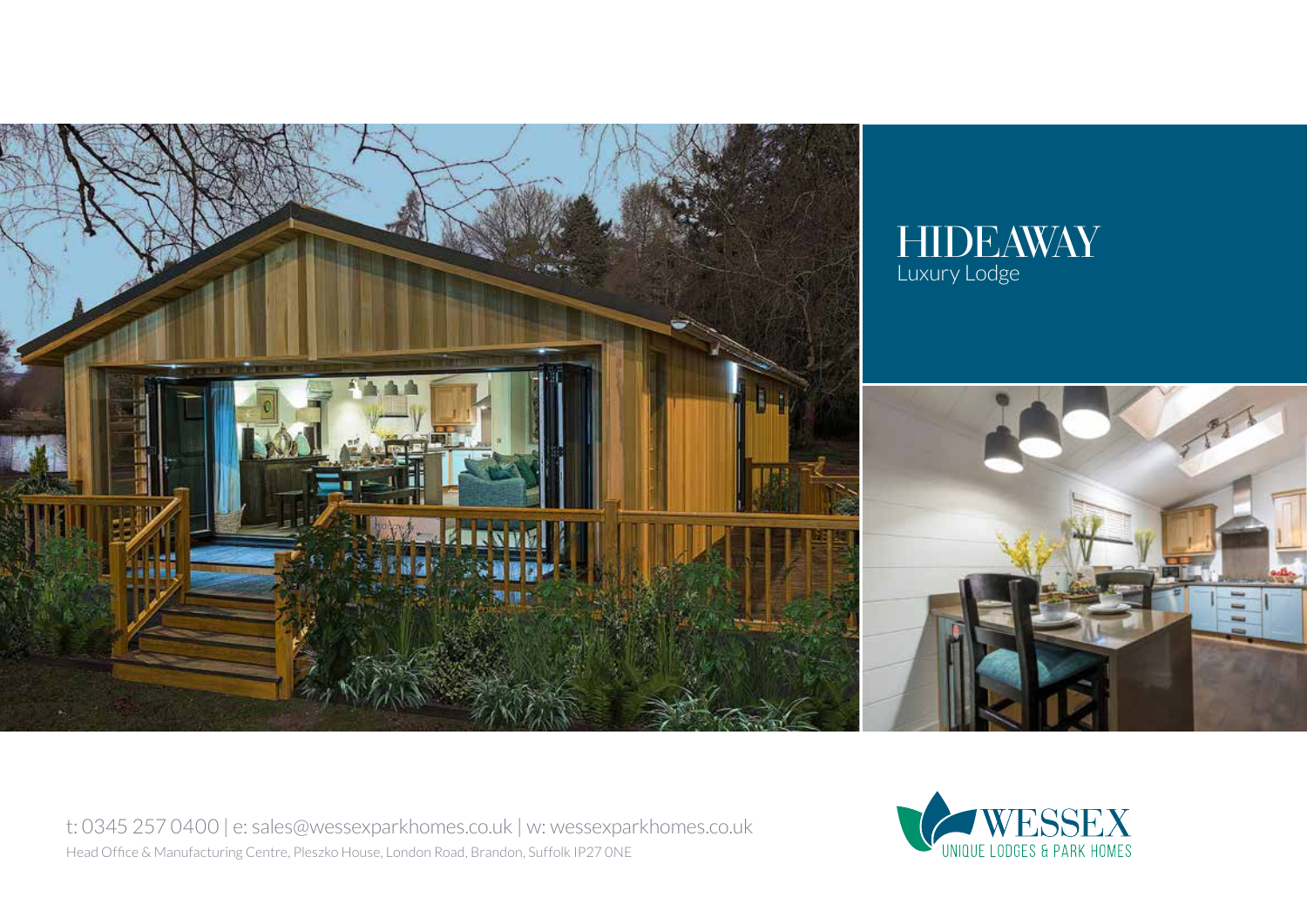# HIDEAWAY

Luxury Lodge

t: 0345 257 0400 | e: sales@wessexparkhomes.co.uk | w: wessexparkhomes.co.uk

Head Office & Manufacturing Centre, Pleszko House, London Road, Brandon, Suffolk IP27 0NE

WESSEX

UNIQUE LODGES & PARK HOMES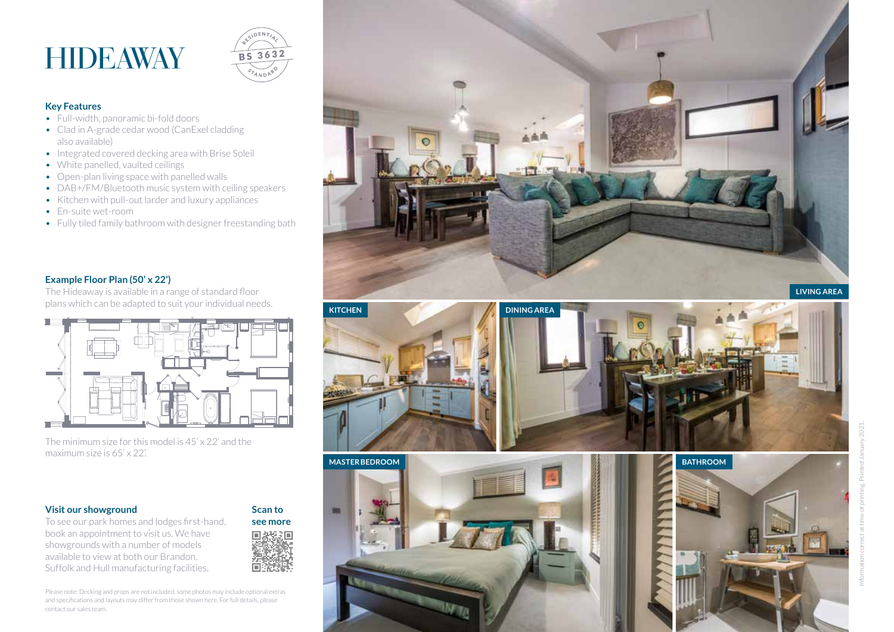# HIDEAWAY

RESIDENTIAL BS 3632 STANDARD

### Key Features

- Full-width, panoramic bi-fold doors
- Clad in A-grade cedar wood (CanExel cladding also available)
- Integrated covered decking area with Brise Soleil
- White panelled, vaulted ceilings
- Open-plan living space with panelled walls
- DAB+/FM/Bluetooth music system with ceiling speakers
- Kitchen with pull-out larder and luxury appliances
- En-suite wet-room
- Fully tiled family bathroom with designer freestanding bath

### Example Floor Plan (50' x 22')

The Hideaway is available in a range of standard floor plans which can be adapted to suit your individual needs.

The minimum size for this model is 45' x 22' and the maximum size is 65' x 22'.

### Visit our showground

To see our park homes and lodges first-hand, book an appointment to visit us. We have showgrounds with a number of models available to view at both our Brandon, Suffolk and Hull manufacturing facilities.

**Scan to see more**

Please note: Decking and props are not included, some photos may include optional extras and specifications and layouts may differ from those shown here. For full details, please contact our sales team.

LIVING AREA

KITCHEN

DINING AREA

MASTER BEDROOM

BATHROOM

Information correct at time of printing. Printed January 2021.